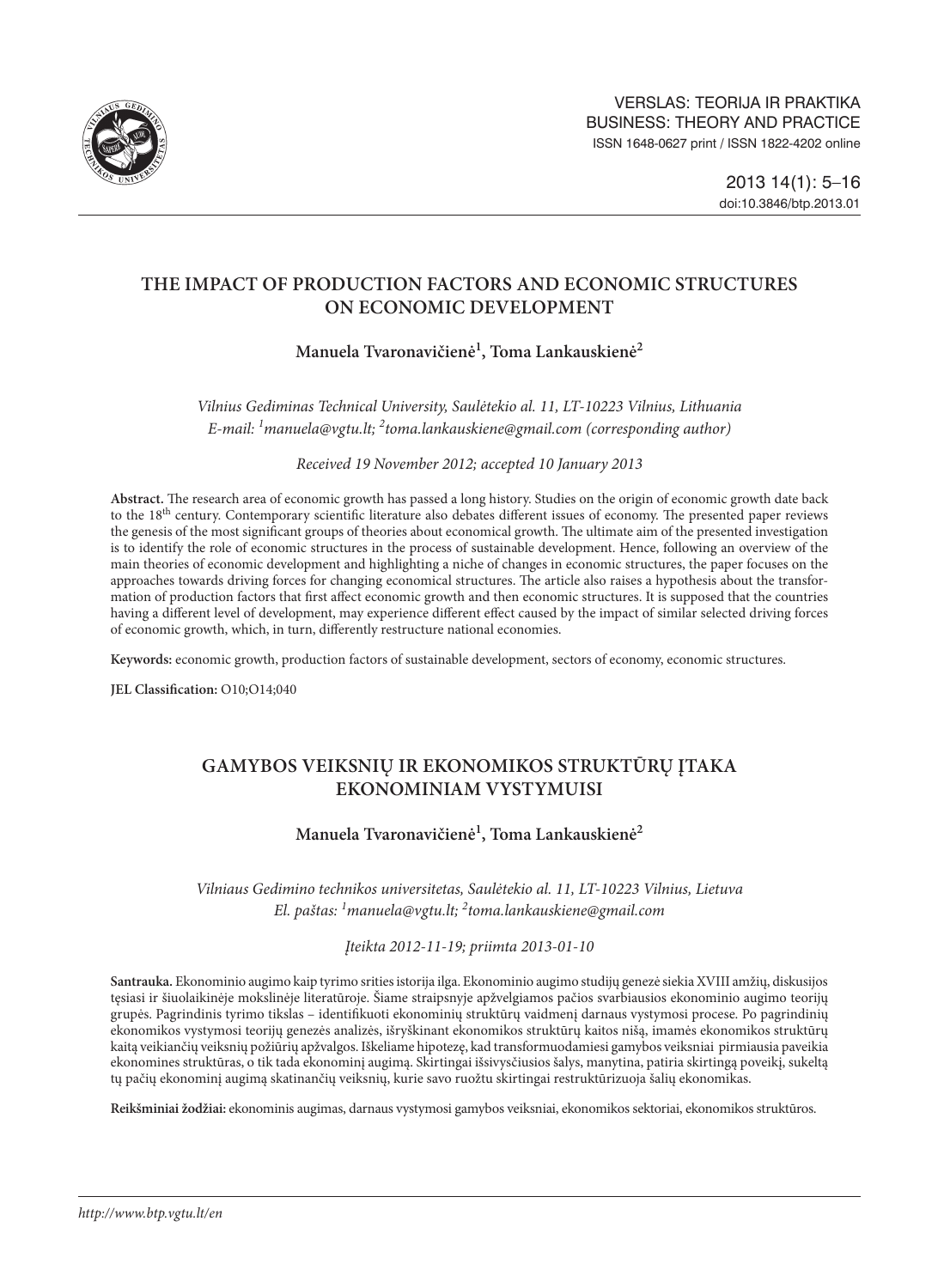VERSLAS: TEORIJA IR PRAKTIKA
BUSINESS: THEORY AND PRACTICE
ISSN 1648-0627 print / ISSN 1822-4202 online

2013 14(1): 5–16
doi:10.3846/btp.2013.01

# THE IMPACT OF PRODUCTION FACTORS AND ECONOMIC STRUCTURES ON ECONOMIC DEVELOPMENT

**Manuela Tvaronavičienė[1], Toma Lankauskienė[2]**

*Vilnius Gediminas Technical University, Saulėtekio al. 11, LT-10223 Vilnius, Lithuania*
*E-mail: [1]manuela@vgtu.lt; [2]toma.lankauskiene@gmail.com (corresponding author)*

*Received 19 November 2012; accepted 10 January 2013*

**Abstract.** The research area of economic growth has passed a long history. Studies on the origin of economic growth date back to the 18th century. Contemporary scientific literature also debates different issues of economy. The presented paper reviews the genesis of the most significant groups of theories about economical growth. The ultimate aim of the presented investigation is to identify the role of economic structures in the process of sustainable development. Hence, following an overview of the main theories of economic development and highlighting a niche of changes in economic structures, the paper focuses on the approaches towards driving forces for changing economical structures. The article also raises a hypothesis about the transformation of production factors that first affect economic growth and then economic structures. It is supposed that the countries having a different level of development, may experience different effect caused by the impact of similar selected driving forces of economic growth, which, in turn, differently restructure national economies.

**Keywords:** economic growth, production factors of sustainable development, sectors of economy, economic structures.

**JEL Classification:** O10;O14;040

# GAMYBOS VEIKSNIŲ IR EKONOMIKOS STRUKTŪRŲ ĮTAKA EKONOMINIAM VYSTYMUISI

**Manuela Tvaronavičienė[1], Toma Lankauskienė[2]**

*Vilniaus Gedimino technikos universitetas, Saulėtekio al. 11, LT-10223 Vilnius, Lietuva*
*El. paštas: [1]manuela@vgtu.lt; [2]toma.lankauskiene@gmail.com*

*Įteikta 2012-11-19; priimta 2013-01-10*

**Santrauka.** Ekonominio augimo kaip tyrimo srities istorija ilga. Ekonominio augimo studijų genezė siekia XVIII amžių, diskusijos tęsiasi ir šiuolaikinėje mokslinėje literatūroje. Šiame straipsnyje apžvelgiamos pačios svarbiausios ekonominio augimo teorijų grupės. Pagrindinis tyrimo tikslas – identifikuoti ekonominių struktūrų vaidmenį darnaus vystymosi procese. Po pagrindinių ekonomikos vystymosi teorijų genezės analizės, išryškinant ekonomikos struktūrų kaitos nišą, imamės ekonomikos struktūrų kaitą veikiančių veiksnių požiūrių apžvalgos. Iškeliame hipotezę, kad transformuodamiesi gamybos veiksniai pirmiausia paveikia ekonomines struktūras, o tik tada ekonominį augimą. Skirtingai išsivysčiusios šalys, manytina, patiria skirtingą poveikį, sukeltą tų pačių ekonominį augimą skatinančių veiksnių, kurie savo ruožtu skirtingai restruktūrizuoja šalių ekonomikas.

**Reikšminiai žodžiai:** ekonominis augimas, darnaus vystymosi gamybos veiksniai, ekonomikos sektoriai, ekonomikos struktūros.

*http://www.btp.vgtu.lt/en*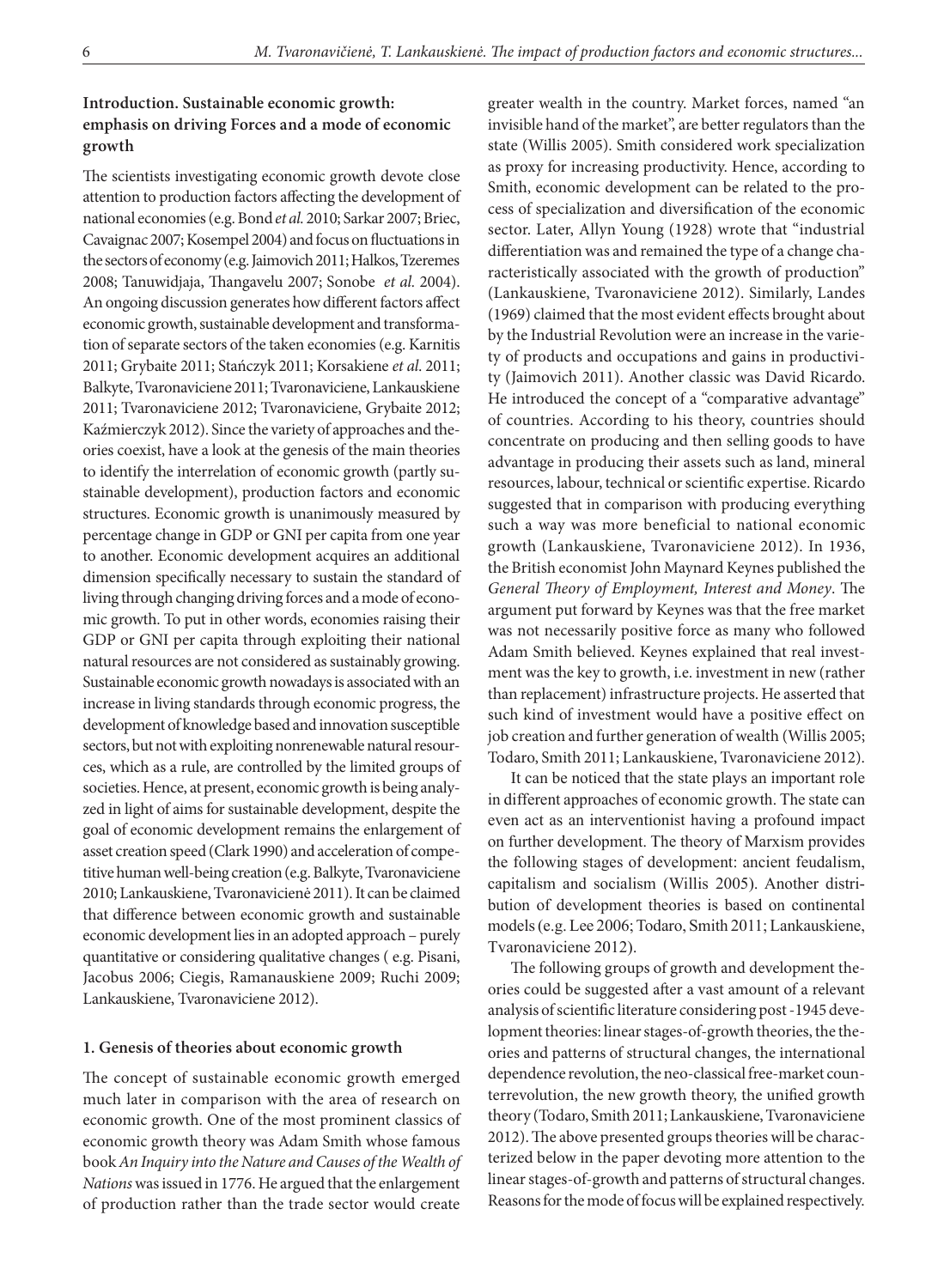## Introduction. Sustainable economic growth: emphasis on driving Forces and a mode of economic growth

The scientists investigating economic growth devote close attention to production factors affecting the development of national economies (e.g. Bond *et al.* 2010; Sarkar 2007; Briec, Cavaignac 2007; Kosempel 2004) and focus on fluctuations in the sectors of economy (e.g. Jaimovich 2011; Halkos, Tzeremes 2008; Tanuwidjaja, Thangavelu 2007; Sonobe *et al.* 2004). An ongoing discussion generates how different factors affect economic growth, sustainable development and transformation of separate sectors of the taken economies (e.g. Karnitis 2011; Grybaite 2011; Stańczyk 2011; Korsakiene *et al.* 2011; Balkyte, Tvaronaviciene 2011; Tvaronaviciene, Lankauskiene 2011; Tvaronaviciene 2012; Tvaronaviciene, Grybaite 2012; Kaźmierczyk 2012). Since the variety of approaches and theories coexist, have a look at the genesis of the main theories to identify the interrelation of economic growth (partly sustainable development), production factors and economic structures. Economic growth is unanimously measured by percentage change in GDP or GNI per capita from one year to another. Economic development acquires an additional dimension specifically necessary to sustain the standard of living through changing driving forces and a mode of economic growth. To put in other words, economies raising their GDP or GNI per capita through exploiting their national natural resources are not considered as sustainably growing. Sustainable economic growth nowadays is associated with an increase in living standards through economic progress, the development of knowledge based and innovation susceptible sectors, but not with exploiting nonrenewable natural resources, which as a rule, are controlled by the limited groups of societies. Hence, at present, economic growth is being analyzed in light of aims for sustainable development, despite the goal of economic development remains the enlargement of asset creation speed (Clark 1990) and acceleration of competitive human well-being creation (e.g. Balkyte, Tvaronaviciene 2010; Lankauskiene, Tvaronavicienė 2011). It can be claimed that difference between economic growth and sustainable economic development lies in an adopted approach – purely quantitative or considering qualitative changes ( e.g. Pisani, Jacobus 2006; Ciegis, Ramanauskiene 2009; Ruchi 2009; Lankauskiene, Tvaronaviciene 2012).

## 1. Genesis of theories about economic growth

The concept of sustainable economic growth emerged much later in comparison with the area of research on economic growth. One of the most prominent classics of economic growth theory was Adam Smith whose famous book *An Inquiry into the Nature and Causes of the Wealth of Nations* was issued in 1776. He argued that the enlargement of production rather than the trade sector would create greater wealth in the country. Market forces, named "an invisible hand of the market", are better regulators than the state (Willis 2005). Smith considered work specialization as proxy for increasing productivity. Hence, according to Smith, economic development can be related to the process of specialization and diversification of the economic sector. Later, Allyn Young (1928) wrote that "industrial differentiation was and remained the type of a change characteristically associated with the growth of production" (Lankauskiene, Tvaronaviciene 2012). Similarly, Landes (1969) claimed that the most evident effects brought about by the Industrial Revolution were an increase in the variety of products and occupations and gains in productivity (Jaimovich 2011). Another classic was David Ricardo. He introduced the concept of a "comparative advantage" of countries. According to his theory, countries should concentrate on producing and then selling goods to have advantage in producing their assets such as land, mineral resources, labour, technical or scientific expertise. Ricardo suggested that in comparison with producing everything such a way was more beneficial to national economic growth (Lankauskiene, Tvaronaviciene 2012). In 1936, the British economist John Maynard Keynes published the *General Theory of Employment, Interest and Money*. The argument put forward by Keynes was that the free market was not necessarily positive force as many who followed Adam Smith believed. Keynes explained that real investment was the key to growth, i.e. investment in new (rather than replacement) infrastructure projects. He asserted that such kind of investment would have a positive effect on job creation and further generation of wealth (Willis 2005; Todaro, Smith 2011; Lankauskiene, Tvaronaviciene 2012).

It can be noticed that the state plays an important role in different approaches of economic growth. The state can even act as an interventionist having a profound impact on further development. The theory of Marxism provides the following stages of development: ancient feudalism, capitalism and socialism (Willis 2005). Another distribution of development theories is based on continental models (e.g. Lee 2006; Todaro, Smith 2011; Lankauskiene, Tvaronaviciene 2012).

The following groups of growth and development theories could be suggested after a vast amount of a relevant analysis of scientific literature considering post -1945 development theories: linear stages-of-growth theories, the theories and patterns of structural changes, the international dependence revolution, the neo-classical free-market counterrevolution, the new growth theory, the unified growth theory (Todaro, Smith 2011; Lankauskiene, Tvaronaviciene 2012). The above presented groups theories will be characterized below in the paper devoting more attention to the linear stages-of-growth and patterns of structural changes. Reasons for the mode of focus will be explained respectively.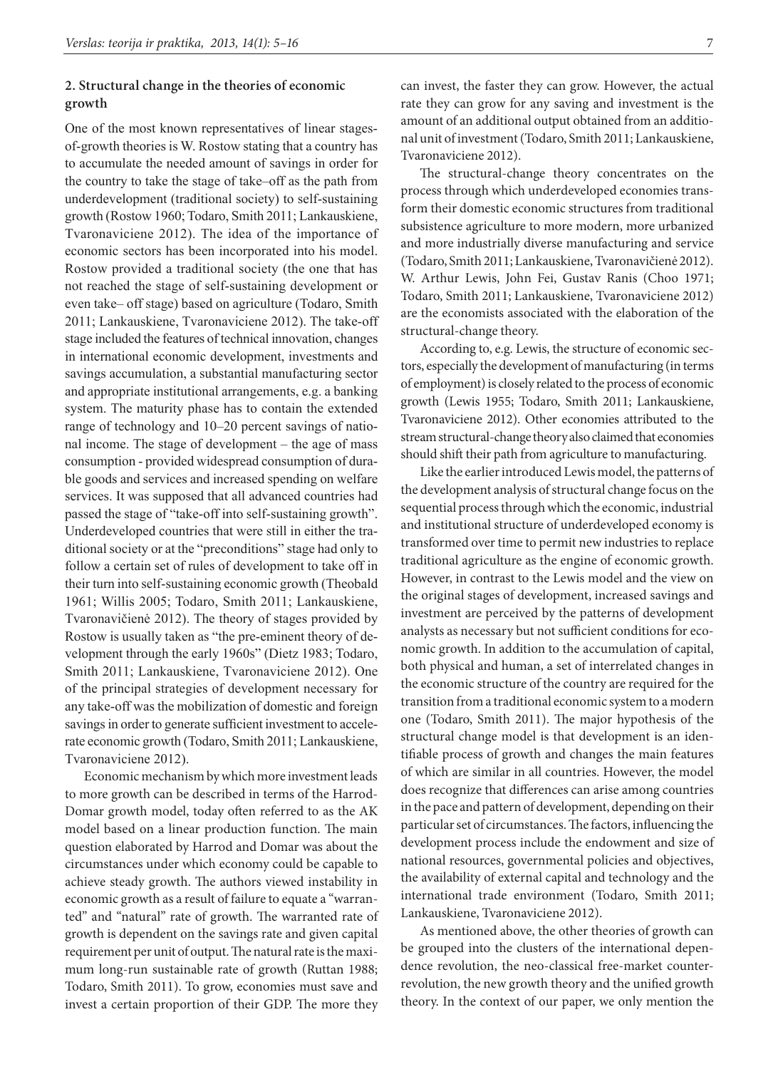## 2. Structural change in the theories of economic growth

One of the most known representatives of linear stages-of-growth theories is W. Rostow stating that a country has to accumulate the needed amount of savings in order for the country to take the stage of take–off as the path from underdevelopment (traditional society) to self-sustaining growth (Rostow 1960; Todaro, Smith 2011; Lankauskiene, Tvaronaviciene 2012). The idea of the importance of economic sectors has been incorporated into his model. Rostow provided a traditional society (the one that has not reached the stage of self-sustaining development or even take– off stage) based on agriculture (Todaro, Smith 2011; Lankauskiene, Tvaronaviciene 2012). The take-off stage included the features of technical innovation, changes in international economic development, investments and savings accumulation, a substantial manufacturing sector and appropriate institutional arrangements, e.g. a banking system. The maturity phase has to contain the extended range of technology and 10–20 percent savings of national income. The stage of development – the age of mass consumption - provided widespread consumption of durable goods and services and increased spending on welfare services. It was supposed that all advanced countries had passed the stage of "take-off into self-sustaining growth". Underdeveloped countries that were still in either the traditional society or at the "preconditions" stage had only to follow a certain set of rules of development to take off in their turn into self-sustaining economic growth (Theobald 1961; Willis 2005; Todaro, Smith 2011; Lankauskiene, Tvaronavičienė 2012). The theory of stages provided by Rostow is usually taken as "the pre-eminent theory of development through the early 1960s" (Dietz 1983; Todaro, Smith 2011; Lankauskiene, Tvaronaviciene 2012). One of the principal strategies of development necessary for any take-off was the mobilization of domestic and foreign savings in order to generate sufficient investment to accelerate economic growth (Todaro, Smith 2011; Lankauskiene, Tvaronaviciene 2012).

Economic mechanism by which more investment leads to more growth can be described in terms of the Harrod-Domar growth model, today often referred to as the AK model based on a linear production function. The main question elaborated by Harrod and Domar was about the circumstances under which economy could be capable to achieve steady growth. The authors viewed instability in economic growth as a result of failure to equate a "warranted" and "natural" rate of growth. The warranted rate of growth is dependent on the savings rate and given capital requirement per unit of output. The natural rate is the maximum long-run sustainable rate of growth (Ruttan 1988; Todaro, Smith 2011). To grow, economies must save and invest a certain proportion of their GDP. The more they can invest, the faster they can grow. However, the actual rate they can grow for any saving and investment is the amount of an additional output obtained from an additional unit of investment (Todaro, Smith 2011; Lankauskiene, Tvaronaviciene 2012).

The structural-change theory concentrates on the process through which underdeveloped economies transform their domestic economic structures from traditional subsistence agriculture to more modern, more urbanized and more industrially diverse manufacturing and service (Todaro, Smith 2011; Lankauskiene, Tvaronavičienė 2012). W. Arthur Lewis, John Fei, Gustav Ranis (Choo 1971; Todaro, Smith 2011; Lankauskiene, Tvaronaviciene 2012) are the economists associated with the elaboration of the structural-change theory.

According to, e.g. Lewis, the structure of economic sectors, especially the development of manufacturing (in terms of employment) is closely related to the process of economic growth (Lewis 1955; Todaro, Smith 2011; Lankauskiene, Tvaronaviciene 2012). Other economies attributed to the stream structural-change theory also claimed that economies should shift their path from agriculture to manufacturing.

Like the earlier introduced Lewis model, the patterns of the development analysis of structural change focus on the sequential process through which the economic, industrial and institutional structure of underdeveloped economy is transformed over time to permit new industries to replace traditional agriculture as the engine of economic growth. However, in contrast to the Lewis model and the view on the original stages of development, increased savings and investment are perceived by the patterns of development analysts as necessary but not sufficient conditions for economic growth. In addition to the accumulation of capital, both physical and human, a set of interrelated changes in the economic structure of the country are required for the transition from a traditional economic system to a modern one (Todaro, Smith 2011). The major hypothesis of the structural change model is that development is an identifiable process of growth and changes the main features of which are similar in all countries. However, the model does recognize that differences can arise among countries in the pace and pattern of development, depending on their particular set of circumstances. The factors, influencing the development process include the endowment and size of national resources, governmental policies and objectives, the availability of external capital and technology and the international trade environment (Todaro, Smith 2011; Lankauskiene, Tvaronaviciene 2012).

As mentioned above, the other theories of growth can be grouped into the clusters of the international dependence revolution, the neo-classical free-market counter-revolution, the new growth theory and the unified growth theory. In the context of our paper, we only mention the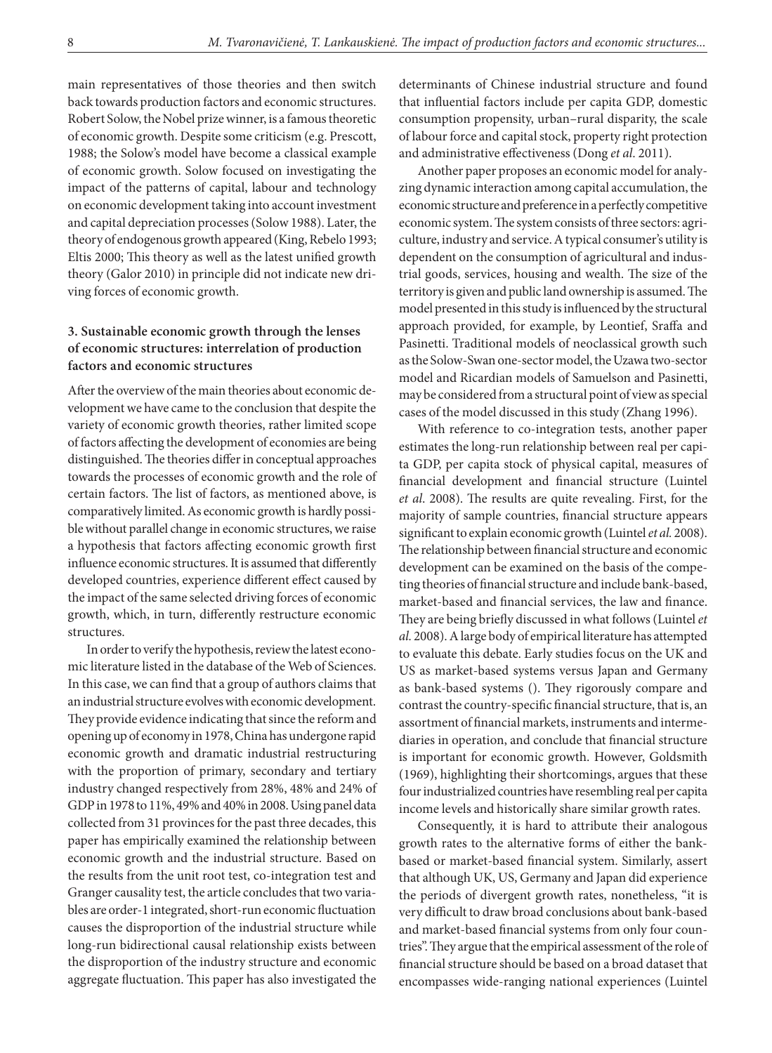main representatives of those theories and then switch back towards production factors and economic structures. Robert Solow, the Nobel prize winner, is a famous theoretic of economic growth. Despite some criticism (e.g. Prescott, 1988; the Solow's model have become a classical example of economic growth. Solow focused on investigating the impact of the patterns of capital, labour and technology on economic development taking into account investment and capital depreciation processes (Solow 1988). Later, the theory of endogenous growth appeared (King, Rebelo 1993; Eltis 2000; This theory as well as the latest unified growth theory (Galor 2010) in principle did not indicate new driving forces of economic growth.

## 3. Sustainable economic growth through the lenses of economic structures: interrelation of production factors and economic structures

After the overview of the main theories about economic development we have came to the conclusion that despite the variety of economic growth theories, rather limited scope of factors affecting the development of economies are being distinguished. The theories differ in conceptual approaches towards the processes of economic growth and the role of certain factors. The list of factors, as mentioned above, is comparatively limited. As economic growth is hardly possible without parallel change in economic structures, we raise a hypothesis that factors affecting economic growth first influence economic structures. It is assumed that differently developed countries, experience different effect caused by the impact of the same selected driving forces of economic growth, which, in turn, differently restructure economic structures.

In order to verify the hypothesis, review the latest economic literature listed in the database of the Web of Sciences. In this case, we can find that a group of authors claims that an industrial structure evolves with economic development. They provide evidence indicating that since the reform and opening up of economy in 1978, China has undergone rapid economic growth and dramatic industrial restructuring with the proportion of primary, secondary and tertiary industry changed respectively from 28%, 48% and 24% of GDP in 1978 to 11%, 49% and 40% in 2008. Using panel data collected from 31 provinces for the past three decades, this paper has empirically examined the relationship between economic growth and the industrial structure. Based on the results from the unit root test, co-integration test and Granger causality test, the article concludes that two variables are order-1 integrated, short-run economic fluctuation causes the disproportion of the industrial structure while long-run bidirectional causal relationship exists between the disproportion of the industry structure and economic aggregate fluctuation. This paper has also investigated the determinants of Chinese industrial structure and found that influential factors include per capita GDP, domestic consumption propensity, urban–rural disparity, the scale of labour force and capital stock, property right protection and administrative effectiveness (Dong *et al.* 2011).

Another paper proposes an economic model for analyzing dynamic interaction among capital accumulation, the economic structure and preference in a perfectly competitive economic system. The system consists of three sectors: agriculture, industry and service. A typical consumer's utility is dependent on the consumption of agricultural and industrial goods, services, housing and wealth. The size of the territory is given and public land ownership is assumed. The model presented in this study is influenced by the structural approach provided, for example, by Leontief, Sraffa and Pasinetti. Traditional models of neoclassical growth such as the Solow-Swan one-sector model, the Uzawa two-sector model and Ricardian models of Samuelson and Pasinetti, may be considered from a structural point of view as special cases of the model discussed in this study (Zhang 1996).

With reference to co-integration tests, another paper estimates the long-run relationship between real per capita GDP, per capita stock of physical capital, measures of financial development and financial structure (Luintel *et al.* 2008). The results are quite revealing. First, for the majority of sample countries, financial structure appears significant to explain economic growth (Luintel *et al.* 2008). The relationship between financial structure and economic development can be examined on the basis of the competing theories of financial structure and include bank-based, market-based and financial services, the law and finance. They are being briefly discussed in what follows (Luintel *et al.* 2008). A large body of empirical literature has attempted to evaluate this debate. Early studies focus on the UK and US as market-based systems versus Japan and Germany as bank-based systems (). They rigorously compare and contrast the country-specific financial structure, that is, an assortment of financial markets, instruments and intermediaries in operation, and conclude that financial structure is important for economic growth. However, Goldsmith (1969), highlighting their shortcomings, argues that these four industrialized countries have resembling real per capita income levels and historically share similar growth rates.

Consequently, it is hard to attribute their analogous growth rates to the alternative forms of either the bank-based or market-based financial system. Similarly, assert that although UK, US, Germany and Japan did experience the periods of divergent growth rates, nonetheless, "it is very difficult to draw broad conclusions about bank-based and market-based financial systems from only four countries". They argue that the empirical assessment of the role of financial structure should be based on a broad dataset that encompasses wide-ranging national experiences (Luintel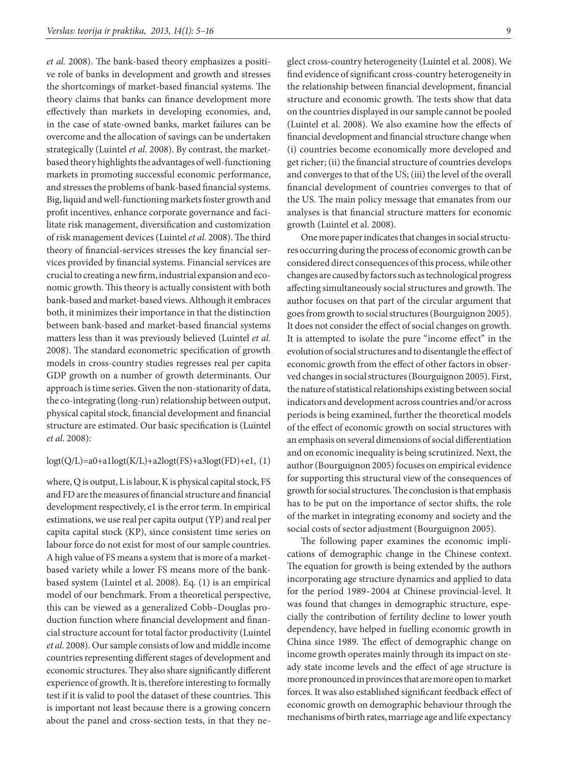*et al.* 2008). The bank-based theory emphasizes a positive role of banks in development and growth and stresses the shortcomings of market-based financial systems. The theory claims that banks can finance development more effectively than markets in developing economies, and, in the case of state-owned banks, market failures can be overcome and the allocation of savings can be undertaken strategically (Luintel *et al.* 2008). By contrast, the market-based theory highlights the advantages of well-functioning markets in promoting successful economic performance, and stresses the problems of bank-based financial systems. Big, liquid and well-functioning markets foster growth and profit incentives, enhance corporate governance and facilitate risk management, diversification and customization of risk management devices (Luintel *et al.* 2008). The third theory of financial-services stresses the key financial services provided by financial systems. Financial services are crucial to creating a new firm, industrial expansion and economic growth. This theory is actually consistent with both bank-based and market-based views. Although it embraces both, it minimizes their importance in that the distinction between bank-based and market-based financial systems matters less than it was previously believed (Luintel *et al.* 2008). The standard econometric specification of growth models in cross-country studies regresses real per capita GDP growth on a number of growth determinants. Our approach is time series. Given the non-stationarity of data, the co-integrating (long-run) relationship between output, physical capital stock, financial development and financial structure are estimated. Our basic specification is (Luintel *et al.* 2008):

$$\log t(Q/L)=a0+a1\log t(K/L)+a2\log t(FS)+a3\log t(FD)+e1, \quad (1)$$

where, Q is output, L is labour, K is physical capital stock, FS and FD are the measures of financial structure and financial development respectively, e1 is the error term. In empirical estimations, we use real per capita output (YP) and real per capita capital stock (KP), since consistent time series on labour force do not exist for most of our sample countries. A high value of FS means a system that is more of a market-based variety while a lower FS means more of the bank-based system (Luintel et al. 2008). Eq. (1) is an empirical model of our benchmark. From a theoretical perspective, this can be viewed as a generalized Cobb–Douglas production function where financial development and financial structure account for total factor productivity (Luintel *et al*. 2008). Our sample consists of low and middle income countries representing different stages of development and economic structures. They also share significantly different experience of growth. It is, therefore interesting to formally test if it is valid to pool the dataset of these countries. This is important not least because there is a growing concern about the panel and cross-section tests, in that they neglect cross-country heterogeneity (Luintel et al. 2008). We find evidence of significant cross-country heterogeneity in the relationship between financial development, financial structure and economic growth. The tests show that data on the countries displayed in our sample cannot be pooled (Luintel et al. 2008). We also examine how the effects of financial development and financial structure change when (i) countries become economically more developed and get richer; (ii) the financial structure of countries develops and converges to that of the US; (iii) the level of the overall financial development of countries converges to that of the US. The main policy message that emanates from our analyses is that financial structure matters for economic growth (Luintel et al. 2008).

One more paper indicates that changes in social structures occurring during the process of economic growth can be considered direct consequences of this process, while other changes are caused by factors such as technological progress affecting simultaneously social structures and growth. The author focuses on that part of the circular argument that goes from growth to social structures (Bourguignon 2005). It does not consider the effect of social changes on growth. It is attempted to isolate the pure "income effect" in the evolution of social structures and to disentangle the effect of economic growth from the effect of other factors in observed changes in social structures (Bourguignon 2005). First, the nature of statistical relationships existing between social indicators and development across countries and/or across periods is being examined, further the theoretical models of the effect of economic growth on social structures with an emphasis on several dimensions of social differentiation and on economic inequality is being scrutinized. Next, the author (Bourguignon 2005) focuses on empirical evidence for supporting this structural view of the consequences of growth for social structures. The conclusion is that emphasis has to be put on the importance of sector shifts, the role of the market in integrating economy and society and the social costs of sector adjustment (Bourguignon 2005).

The following paper examines the economic implications of demographic change in the Chinese context. The equation for growth is being extended by the authors incorporating age structure dynamics and applied to data for the period 1989–2004 at Chinese provincial-level. It was found that changes in demographic structure, especially the contribution of fertility decline to lower youth dependency, have helped in fuelling economic growth in China since 1989. The effect of demographic change on income growth operates mainly through its impact on steady state income levels and the effect of age structure is more pronounced in provinces that are more open to market forces. It was also established significant feedback effect of economic growth on demographic behaviour through the mechanisms of birth rates, marriage age and life expectancy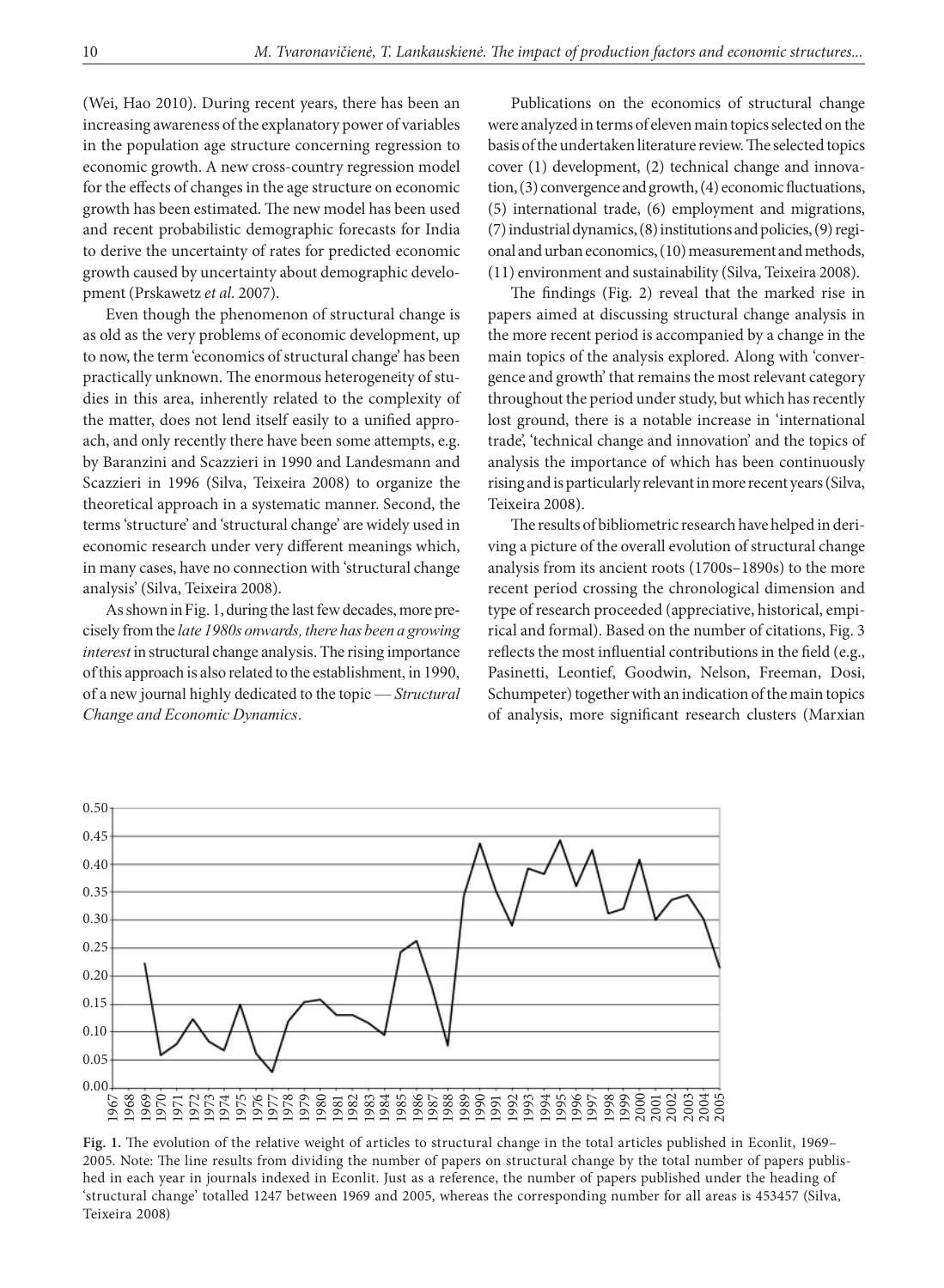(Wei, Hao 2010). During recent years, there has been an increasing awareness of the explanatory power of variables in the population age structure concerning regression to economic growth. A new cross-country regression model for the effects of changes in the age structure on economic growth has been estimated. The new model has been used and recent probabilistic demographic forecasts for India to derive the uncertainty of rates for predicted economic growth caused by uncertainty about demographic development (Prskawetz *et al.* 2007).

Even though the phenomenon of structural change is as old as the very problems of economic development, up to now, the term 'economics of structural change' has been practically unknown. The enormous heterogeneity of studies in this area, inherently related to the complexity of the matter, does not lend itself easily to a unified approach, and only recently there have been some attempts, e.g. by Baranzini and Scazzieri in 1990 and Landesmann and Scazzieri in 1996 (Silva, Teixeira 2008) to organize the theoretical approach in a systematic manner. Second, the terms 'structure' and 'structural change' are widely used in economic research under very different meanings which, in many cases, have no connection with 'structural change analysis' (Silva, Teixeira 2008).

As shown in Fig. 1, during the last few decades, more precisely from the *late 1980s onwards, there has been a growing interest* in structural change analysis. The rising importance of this approach is also related to the establishment, in 1990, of a new journal highly dedicated to the topic — *Structural Change and Economic Dynamics*.

Publications on the economics of structural change were analyzed in terms of eleven main topics selected on the basis of the undertaken literature review. The selected topics cover (1) development, (2) technical change and innovation, (3) convergence and growth, (4) economic fluctuations, (5) international trade, (6) employment and migrations, (7) industrial dynamics, (8) institutions and policies, (9) regional and urban economics, (10) measurement and methods, (11) environment and sustainability (Silva, Teixeira 2008).

The findings (Fig. 2) reveal that the marked rise in papers aimed at discussing structural change analysis in the more recent period is accompanied by a change in the main topics of the analysis explored. Along with 'convergence and growth' that remains the most relevant category throughout the period under study, but which has recently lost ground, there is a notable increase in 'international trade', 'technical change and innovation' and the topics of analysis the importance of which has been continuously rising and is particularly relevant in more recent years (Silva, Teixeira 2008).

The results of bibliometric research have helped in deriving a picture of the overall evolution of structural change analysis from its ancient roots (1700s–1890s) to the more recent period crossing the chronological dimension and type of research proceeded (appreciative, historical, empirical and formal). Based on the number of citations, Fig. 3 reflects the most influential contributions in the field (e.g., Pasinetti, Leontief, Goodwin, Nelson, Freeman, Dosi, Schumpeter) together with an indication of the main topics of analysis, more significant research clusters (Marxian

**Fig. 1.** The evolution of the relative weight of articles to structural change in the total articles published in Econlit, 1969–2005. Note: The line results from dividing the number of papers on structural change by the total number of papers published in each year in journals indexed in Econlit. Just as a reference, the number of papers published under the heading of 'structural change' totalled 1247 between 1969 and 2005, whereas the corresponding number for all areas is 453457 (Silva, Teixeira 2008)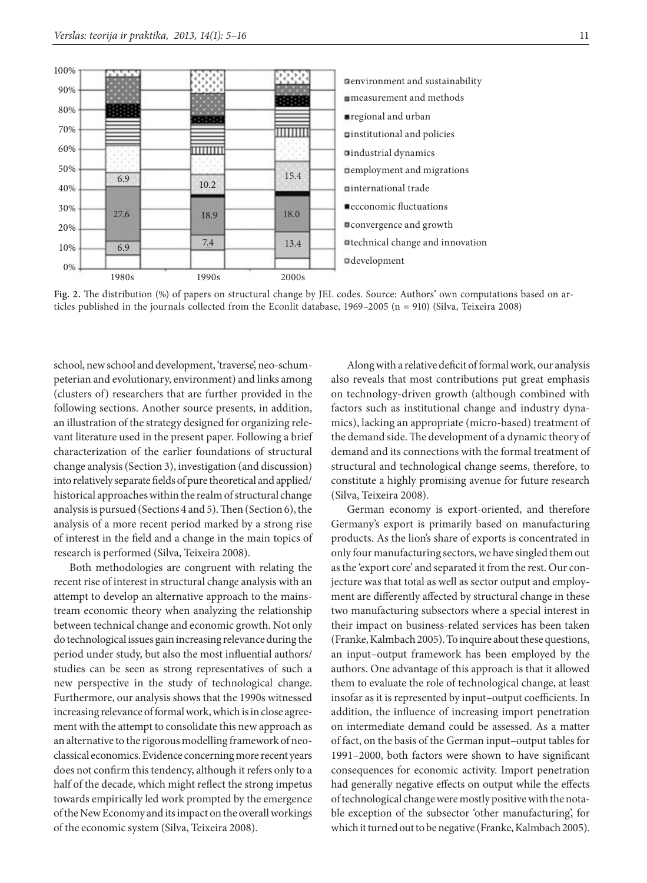Fig. 2. The distribution (%) of papers on structural change by JEL codes. Source: Authors' own computations based on articles published in the journals collected from the Econlit database, 1969–2005 (n = 910) (Silva, Teixeira 2008)

school, new school and development, 'traverse', neo-schumpeterian and evolutionary, environment) and links among (clusters of) researchers that are further provided in the following sections. Another source presents, in addition, an illustration of the strategy designed for organizing relevant literature used in the present paper. Following a brief characterization of the earlier foundations of structural change analysis (Section 3), investigation (and discussion) into relatively separate fields of pure theoretical and applied/historical approaches within the realm of structural change analysis is pursued (Sections 4 and 5). Then (Section 6), the analysis of a more recent period marked by a strong rise of interest in the field and a change in the main topics of research is performed (Silva, Teixeira 2008).

Both methodologies are congruent with relating the recent rise of interest in structural change analysis with an attempt to develop an alternative approach to the mainstream economic theory when analyzing the relationship between technical change and economic growth. Not only do technological issues gain increasing relevance during the period under study, but also the most influential authors/studies can be seen as strong representatives of such a new perspective in the study of technological change. Furthermore, our analysis shows that the 1990s witnessed increasing relevance of formal work, which is in close agreement with the attempt to consolidate this new approach as an alternative to the rigorous modelling framework of neoclassical economics. Evidence concerning more recent years does not confirm this tendency, although it refers only to a half of the decade, which might reflect the strong impetus towards empirically led work prompted by the emergence of the New Economy and its impact on the overall workings of the economic system (Silva, Teixeira 2008).

Along with a relative deficit of formal work, our analysis also reveals that most contributions put great emphasis on technology-driven growth (although combined with factors such as institutional change and industry dynamics), lacking an appropriate (micro-based) treatment of the demand side. The development of a dynamic theory of demand and its connections with the formal treatment of structural and technological change seems, therefore, to constitute a highly promising avenue for future research (Silva, Teixeira 2008).

German economy is export-oriented, and therefore Germany's export is primarily based on manufacturing products. As the lion's share of exports is concentrated in only four manufacturing sectors, we have singled them out as the 'export core' and separated it from the rest. Our conjecture was that total as well as sector output and employment are differently affected by structural change in these two manufacturing subsectors where a special interest in their impact on business-related services has been taken (Franke, Kalmbach 2005). To inquire about these questions, an input–output framework has been employed by the authors. One advantage of this approach is that it allowed them to evaluate the role of technological change, at least insofar as it is represented by input–output coefficients. In addition, the influence of increasing import penetration on intermediate demand could be assessed. As a matter of fact, on the basis of the German input–output tables for 1991–2000, both factors were shown to have significant consequences for economic activity. Import penetration had generally negative effects on output while the effects of technological change were mostly positive with the notable exception of the subsector 'other manufacturing', for which it turned out to be negative (Franke, Kalmbach 2005).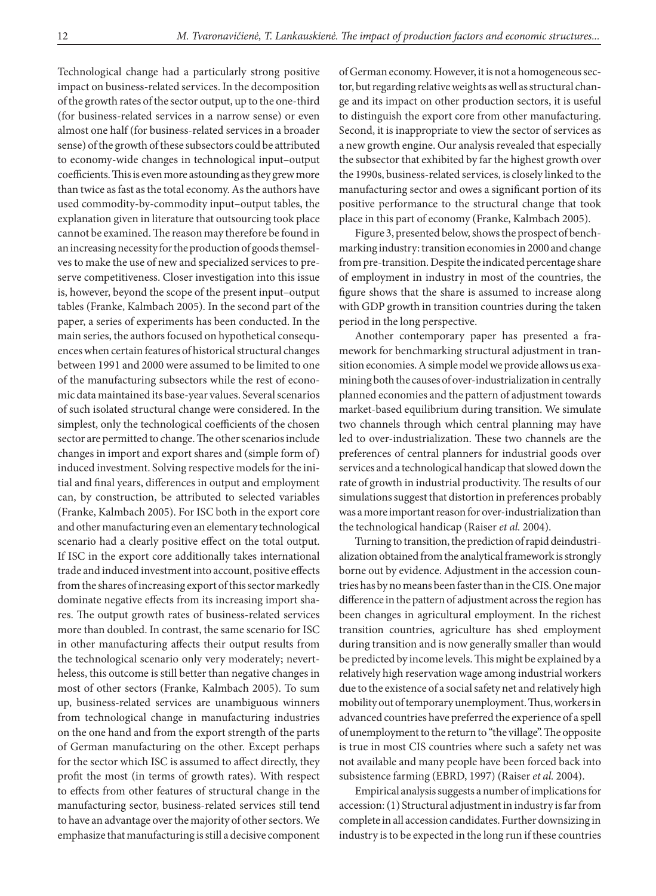Technological change had a particularly strong positive impact on business-related services. In the decomposition of the growth rates of the sector output, up to the one-third (for business-related services in a narrow sense) or even almost one half (for business-related services in a broader sense) of the growth of these subsectors could be attributed to economy-wide changes in technological input–output coefficients. This is even more astounding as they grew more than twice as fast as the total economy. As the authors have used commodity-by-commodity input–output tables, the explanation given in literature that outsourcing took place cannot be examined. The reason may therefore be found in an increasing necessity for the production of goods themselves to make the use of new and specialized services to preserve competitiveness. Closer investigation into this issue is, however, beyond the scope of the present input–output tables (Franke, Kalmbach 2005). In the second part of the paper, a series of experiments has been conducted. In the main series, the authors focused on hypothetical consequences when certain features of historical structural changes between 1991 and 2000 were assumed to be limited to one of the manufacturing subsectors while the rest of economic data maintained its base-year values. Several scenarios of such isolated structural change were considered. In the simplest, only the technological coefficients of the chosen sector are permitted to change. The other scenarios include changes in import and export shares and (simple form of) induced investment. Solving respective models for the initial and final years, differences in output and employment can, by construction, be attributed to selected variables (Franke, Kalmbach 2005). For ISC both in the export core and other manufacturing even an elementary technological scenario had a clearly positive effect on the total output. If ISC in the export core additionally takes international trade and induced investment into account, positive effects from the shares of increasing export of this sector markedly dominate negative effects from its increasing import shares. The output growth rates of business-related services more than doubled. In contrast, the same scenario for ISC in other manufacturing affects their output results from the technological scenario only very moderately; nevertheless, this outcome is still better than negative changes in most of other sectors (Franke, Kalmbach 2005). To sum up, business-related services are unambiguous winners from technological change in manufacturing industries on the one hand and from the export strength of the parts of German manufacturing on the other. Except perhaps for the sector which ISC is assumed to affect directly, they profit the most (in terms of growth rates). With respect to effects from other features of structural change in the manufacturing sector, business-related services still tend to have an advantage over the majority of other sectors. We emphasize that manufacturing is still a decisive component of German economy. However, it is not a homogeneous sector, but regarding relative weights as well as structural change and its impact on other production sectors, it is useful to distinguish the export core from other manufacturing. Second, it is inappropriate to view the sector of services as a new growth engine. Our analysis revealed that especially the subsector that exhibited by far the highest growth over the 1990s, business-related services, is closely linked to the manufacturing sector and owes a significant portion of its positive performance to the structural change that took place in this part of economy (Franke, Kalmbach 2005).

Figure 3, presented below, shows the prospect of benchmarking industry: transition economies in 2000 and change from pre-transition. Despite the indicated percentage share of employment in industry in most of the countries, the figure shows that the share is assumed to increase along with GDP growth in transition countries during the taken period in the long perspective.

Another contemporary paper has presented a framework for benchmarking structural adjustment in transition economies. A simple model we provide allows us examining both the causes of over-industrialization in centrally planned economies and the pattern of adjustment towards market-based equilibrium during transition. We simulate two channels through which central planning may have led to over-industrialization. These two channels are the preferences of central planners for industrial goods over services and a technological handicap that slowed down the rate of growth in industrial productivity. The results of our simulations suggest that distortion in preferences probably was a more important reason for over-industrialization than the technological handicap (Raiser *et al.* 2004).

Turning to transition, the prediction of rapid deindustrialization obtained from the analytical framework is strongly borne out by evidence. Adjustment in the accession countries has by no means been faster than in the CIS. One major difference in the pattern of adjustment across the region has been changes in agricultural employment. In the richest transition countries, agriculture has shed employment during transition and is now generally smaller than would be predicted by income levels. This might be explained by a relatively high reservation wage among industrial workers due to the existence of a social safety net and relatively high mobility out of temporary unemployment. Thus, workers in advanced countries have preferred the experience of a spell of unemployment to the return to "the village". The opposite is true in most CIS countries where such a safety net was not available and many people have been forced back into subsistence farming (EBRD, 1997) (Raiser *et al.* 2004).

Empirical analysis suggests a number of implications for accession: (1) Structural adjustment in industry is far from complete in all accession candidates. Further downsizing in industry is to be expected in the long run if these countries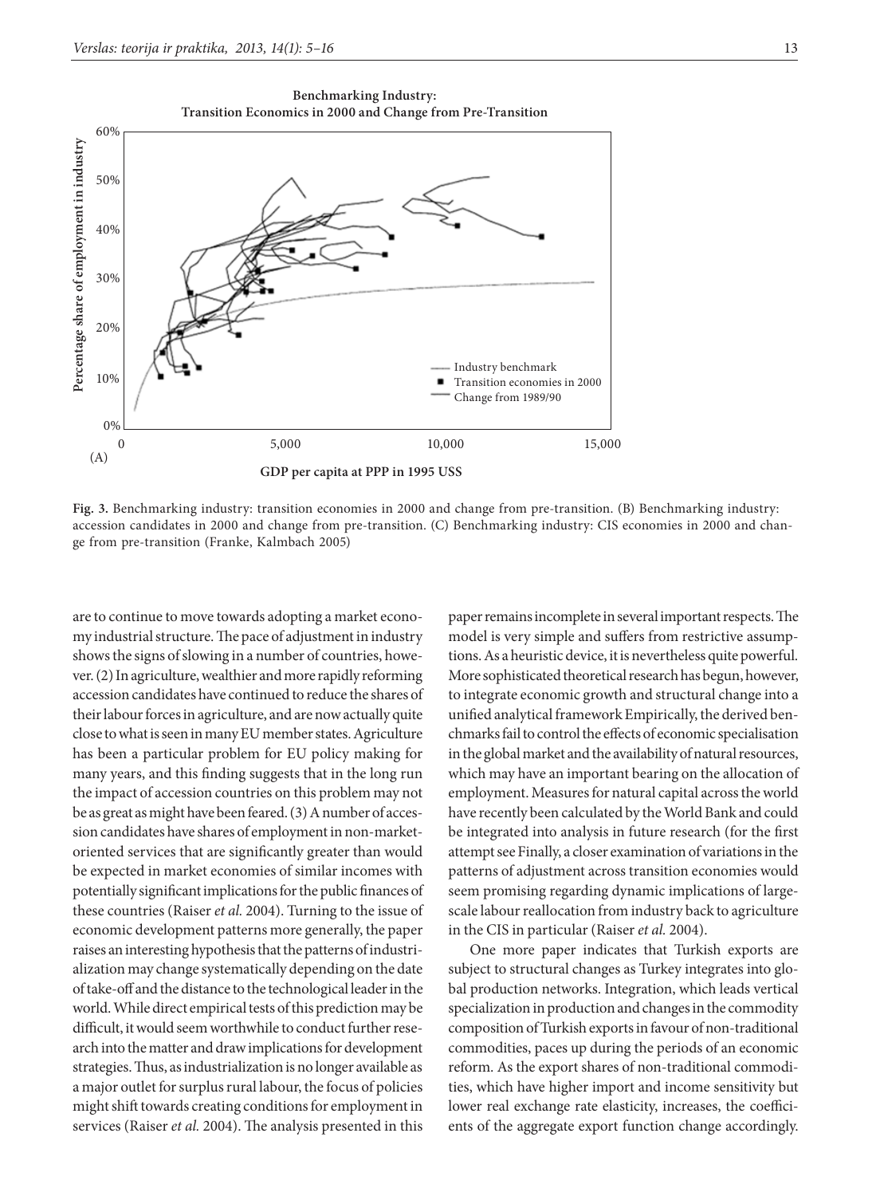**Fig. 3.** Benchmarking industry: transition economies in 2000 and change from pre-transition. (B) Benchmarking industry: accession candidates in 2000 and change from pre-transition. (C) Benchmarking industry: CIS economies in 2000 and change from pre-transition (Franke, Kalmbach 2005)

are to continue to move towards adopting a market economy industrial structure. The pace of adjustment in industry shows the signs of slowing in a number of countries, however. (2) In agriculture, wealthier and more rapidly reforming accession candidates have continued to reduce the shares of their labour forces in agriculture, and are now actually quite close to what is seen in many EU member states. Agriculture has been a particular problem for EU policy making for many years, and this finding suggests that in the long run the impact of accession countries on this problem may not be as great as might have been feared. (3) A number of accession candidates have shares of employment in non-market-oriented services that are significantly greater than would be expected in market economies of similar incomes with potentially significant implications for the public finances of these countries (Raiser *et al.* 2004). Turning to the issue of economic development patterns more generally, the paper raises an interesting hypothesis that the patterns of industrialization may change systematically depending on the date of take-off and the distance to the technological leader in the world. While direct empirical tests of this prediction may be difficult, it would seem worthwhile to conduct further research into the matter and draw implications for development strategies. Thus, as industrialization is no longer available as a major outlet for surplus rural labour, the focus of policies might shift towards creating conditions for employment in services (Raiser *et al.* 2004). The analysis presented in this paper remains incomplete in several important respects. The model is very simple and suffers from restrictive assumptions. As a heuristic device, it is nevertheless quite powerful. More sophisticated theoretical research has begun, however, to integrate economic growth and structural change into a unified analytical framework Empirically, the derived benchmarks fail to control the effects of economic specialisation in the global market and the availability of natural resources, which may have an important bearing on the allocation of employment. Measures for natural capital across the world have recently been calculated by the World Bank and could be integrated into analysis in future research (for the first attempt see Finally, a closer examination of variations in the patterns of adjustment across transition economies would seem promising regarding dynamic implications of large-scale labour reallocation from industry back to agriculture in the CIS in particular (Raiser *et al.* 2004).

One more paper indicates that Turkish exports are subject to structural changes as Turkey integrates into global production networks. Integration, which leads vertical specialization in production and changes in the commodity composition of Turkish exports in favour of non-traditional commodities, paces up during the periods of an economic reform. As the export shares of non-traditional commodities, which have higher import and income sensitivity but lower real exchange rate elasticity, increases, the coefficients of the aggregate export function change accordingly.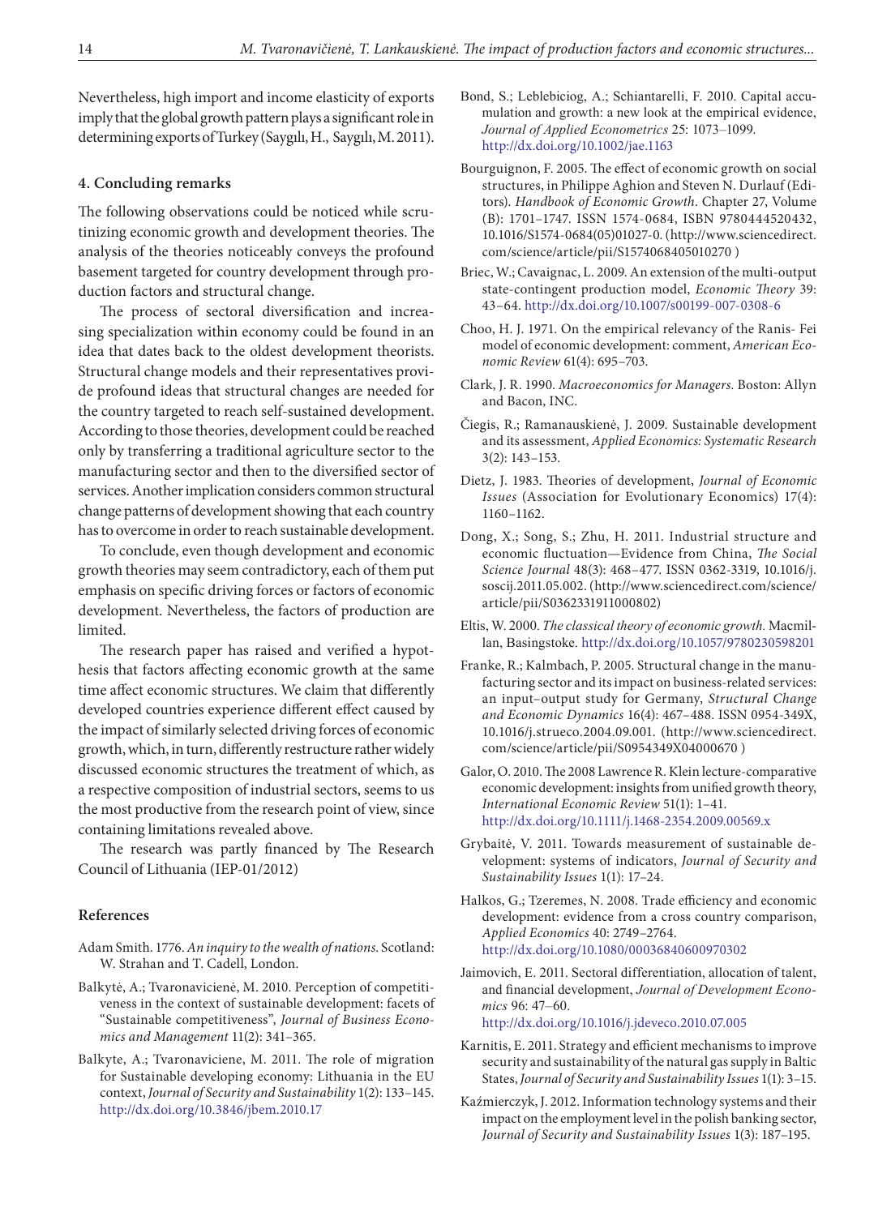Nevertheless, high import and income elasticity of exports imply that the global growth pattern plays a significant role in determining exports of Turkey (Saygılı, H., Saygılı, M. 2011).

## 4. Concluding remarks

The following observations could be noticed while scrutinizing economic growth and development theories. The analysis of the theories noticeably conveys the profound basement targeted for country development through production factors and structural change.

The process of sectoral diversification and increasing specialization within economy could be found in an idea that dates back to the oldest development theorists. Structural change models and their representatives provide profound ideas that structural changes are needed for the country targeted to reach self-sustained development. According to those theories, development could be reached only by transferring a traditional agriculture sector to the manufacturing sector and then to the diversified sector of services. Another implication considers common structural change patterns of development showing that each country has to overcome in order to reach sustainable development.

To conclude, even though development and economic growth theories may seem contradictory, each of them put emphasis on specific driving forces or factors of economic development. Nevertheless, the factors of production are limited.

The research paper has raised and verified a hypothesis that factors affecting economic growth at the same time affect economic structures. We claim that differently developed countries experience different effect caused by the impact of similarly selected driving forces of economic growth, which, in turn, differently restructure rather widely discussed economic structures the treatment of which, as a respective composition of industrial sectors, seems to us the most productive from the research point of view, since containing limitations revealed above.

The research was partly financed by The Research Council of Lithuania (IEP-01/2012)

## References

Adam Smith. 1776. *An inquiry to the wealth of nations*. Scotland: W. Strahan and T. Cadell, London.

Balkytė, A.; Tvaronavicienė, M. 2010. Perception of competitiveness in the context of sustainable development: facets of "Sustainable competitiveness", *Journal of Business Economics and Management* 11(2): 341–365.

Balkyte, A.; Tvaronaviciene, M. 2011. The role of migration for Sustainable developing economy: Lithuania in the EU context, *Journal of Security and Sustainability* 1(2): 133–145. http://dx.doi.org/10.3846/jbem.2010.17

Bond, S.; Leblebiciog, A.; Schiantarelli, F. 2010. Capital accumulation and growth: a new look at the empirical evidence, *Journal of Applied Econometrics* 25: 1073–1099. http://dx.doi.org/10.1002/jae.1163

Bourguignon, F. 2005. The effect of economic growth on social structures, in Philippe Aghion and Steven N. Durlauf (Editors). *Handbook of Economic Growth*. Chapter 27, Volume (B): 1701–1747. ISSN 1574-0684, ISBN 9780444520432, 10.1016/S1574-0684(05)01027-0. (http://www.sciencedirect.com/science/article/pii/S1574068405010270 )

Briec, W.; Cavaignac, L. 2009. An extension of the multi-output state-contingent production model, *Economic Theory* 39: 43–64. http://dx.doi.org/10.1007/s00199-007-0308-6

Choo, H. J. 1971. On the empirical relevancy of the Ranis- Fei model of economic development: comment, *American Economic Review* 61(4): 695–703.

Clark, J. R. 1990. *Macroeconomics for Managers*. Boston: Allyn and Bacon, INC.

Čiegis, R.; Ramanauskienė, J. 2009. Sustainable development and its assessment, *Applied Economics: Systematic Research* 3(2): 143–153.

Dietz, J. 1983. Theories of development, *Journal of Economic Issues* (Association for Evolutionary Economics) 17(4): 1160–1162.

Dong, X.; Song, S.; Zhu, H. 2011. Industrial structure and economic fluctuation—Evidence from China, *The Social Science Journal* 48(3): 468–477. ISSN 0362-3319, 10.1016/j.soscij.2011.05.002. (http://www.sciencedirect.com/science/article/pii/S0362331911000802)

Eltis, W. 2000. *The classical theory of economic growth*. Macmillan, Basingstoke. http://dx.doi.org/10.1057/9780230598201

Franke, R.; Kalmbach, P. 2005. Structural change in the manufacturing sector and its impact on business-related services: an input–output study for Germany, *Structural Change and Economic Dynamics* 16(4): 467–488. ISSN 0954-349X, 10.1016/j.strueco.2004.09.001. (http://www.sciencedirect.com/science/article/pii/S0954349X04000670 )

Galor, O. 2010. The 2008 Lawrence R. Klein lecture-comparative economic development: insights from unified growth theory, *International Economic Review* 51(1): 1–41. http://dx.doi.org/10.1111/j.1468-2354.2009.00569.x

Grybaitė, V. 2011. Towards measurement of sustainable development: systems of indicators, *Journal of Security and Sustainability Issues* 1(1): 17–24.

Halkos, G.; Tzeremes, N. 2008. Trade efficiency and economic development: evidence from a cross country comparison, *Applied Economics* 40: 2749–2764. http://dx.doi.org/10.1080/00036840600970302

Jaimovich, E. 2011. Sectoral differentiation, allocation of talent, and financial development, *Journal of Development Economics* 96: 47–60. http://dx.doi.org/10.1016/j.jdeveco.2010.07.005

Karnitis, E. 2011. Strategy and efficient mechanisms to improve security and sustainability of the natural gas supply in Baltic States, *Journal of Security and Sustainability Issues* 1(1): 3–15.

Kaźmierczyk, J. 2012. Information technology systems and their impact on the employment level in the polish banking sector, *Journal of Security and Sustainability Issues* 1(3): 187–195.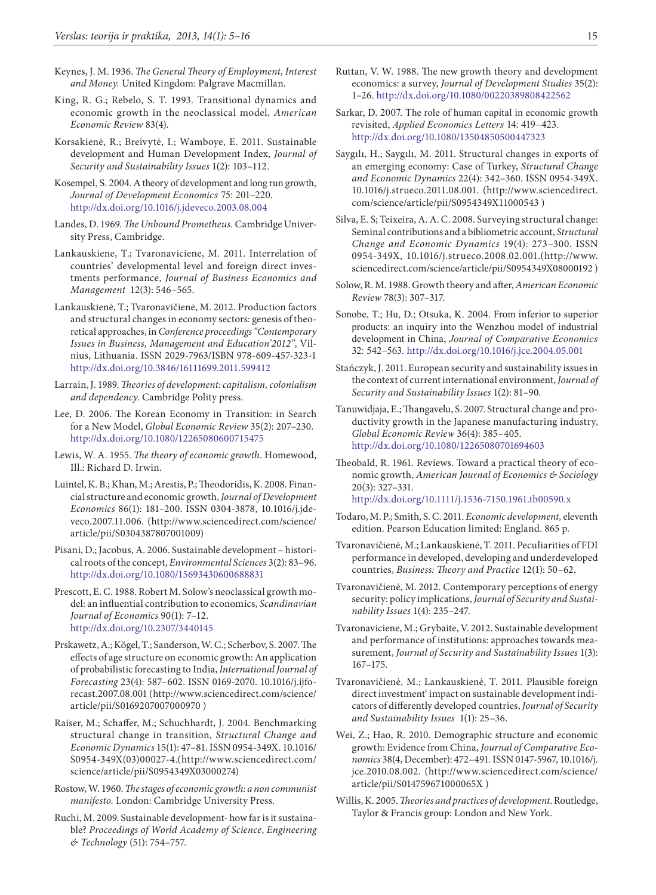Keynes, J. M. 1936. *The General Theory of Employment, Interest and Money.* United Kingdom: Palgrave Macmillan.

King, R. G.; Rebelo, S. T. 1993. Transitional dynamics and economic growth in the neoclassical model, *American Economic Review* 83(4).

Korsakienė, R.; Breivytė, I.; Wamboye, E. 2011. Sustainable development and Human Development Index, *Journal of Security and Sustainability Issues* 1(2): 103–112.

Kosempel, S. 2004. A theory of development and long run growth, *Journal of Development Economics* 75: 201–220. http://dx.doi.org/10.1016/j.jdeveco.2003.08.004

Landes, D. 1969. *The Unbound Prometheus.* Cambridge University Press, Cambridge.

Lankauskiene, T.; Tvaronaviciene, M. 2011. Interrelation of countries' developmental level and foreign direct investments performance, *Journal of Business Economics and Management* 12(3): 546–565.

Lankauskienė, T.; Tvaronavičienė, M. 2012. Production factors and structural changes in economy sectors: genesis of theoretical approaches, in *Conference proceedings "Contemporary Issues in Business, Management and Education'2012"*, Vilnius, Lithuania. ISSN 2029-7963/ISBN 978-609-457-323-1 http://dx.doi.org/10.3846/16111699.2011.599412

Larrain, J. 1989. *Theories of development: capitalism, colonialism and dependency.* Cambridge Polity press.

Lee, D. 2006. The Korean Economy in Transition: in Search for a New Model, *Global Economic Review* 35(2): 207–230. http://dx.doi.org/10.1080/12265080600715475

Lewis, W. A. 1955. *The theory of economic growth.* Homewood, Ill.: Richard D. Irwin.

Luintel, K. B.; Khan, M.; Arestis, P.; Theodoridis, K. 2008. Financial structure and economic growth, *Journal of Development Economics* 86(1): 181–200. ISSN 0304-3878, 10.1016/j.jdeveco.2007.11.006. (http://www.sciencedirect.com/science/article/pii/S0304387807001009)

Pisani, D.; Jacobus, A. 2006. Sustainable development – historical roots of the concept, *Environmental Sciences* 3(2): 83–96. http://dx.doi.org/10.1080/15693430600688831

Prescott, E. C. 1988. Robert M. Solow's neoclassical growth model: an influential contribution to economics, *Scandinavian Journal of Economics* 90(1): 7–12. http://dx.doi.org/10.2307/3440145

Prskawetz, A.; Kögel, T.; Sanderson, W. C.; Scherbov, S. 2007. The effects of age structure on economic growth: An application of probabilistic forecasting to India, *International Journal of Forecasting* 23(4): 587–602. ISSN 0169-2070. 10.1016/j.ijforecast.2007.08.001 (http://www.sciencedirect.com/science/article/pii/S0169207007000970 )

Raiser, M.; Schaffer, M.; Schuchhardt, J. 2004. Benchmarking structural change in transition, *Structural Change and Economic Dynamics* 15(1): 47–81. ISSN 0954-349X. 10.1016/S0954-349X(03)00027-4.(http://www.sciencedirect.com/science/article/pii/S0954349X03000274)

Rostow, W. 1960. *The stages of economic growth: a non communist manifesto.* London: Cambridge University Press.

Ruchi, M. 2009. Sustainable development- how far is it sustainable? *Proceedings of World Academy of Science, Engineering & Technology* (51): 754–757.

Ruttan, V. W. 1988. The new growth theory and development economics: a survey, *Journal of Development Studies* 35(2): 1–26. http://dx.doi.org/10.1080/00220389808422562

Sarkar, D. 2007. The role of human capital in economic growth revisited, *Applied Economics Letters* 14: 419–423. http://dx.doi.org/10.1080/13504850500447323

Saygılı, H.; Saygılı, M. 2011. Structural changes in exports of an emerging economy: Case of Turkey, *Structural Change and Economic Dynamics* 22(4): 342–360. ISSN 0954-349X. 10.1016/j.strueco.2011.08.001. (http://www.sciencedirect.com/science/article/pii/S0954349X11000543 )

Silva, E. S; Teixeira, A. A. C. 2008. Surveying structural change: Seminal contributions and a bibliometric account, *Structural Change and Economic Dynamics* 19(4): 273–300. ISSN 0954-349X, 10.1016/j.strueco.2008.02.001.(http://www.sciencedirect.com/science/article/pii/S0954349X08000192 )

Solow, R. M. 1988. Growth theory and after, *American Economic Review* 78(3): 307–317.

Sonobe, T.; Hu, D.; Otsuka, K. 2004. From inferior to superior products: an inquiry into the Wenzhou model of industrial development in China, *Journal of Comparative Economics* 32: 542–563. http://dx.doi.org/10.1016/j.jce.2004.05.001

Stańczyk, J. 2011. European security and sustainability issues in the context of current international environment, *Journal of Security and Sustainability Issues* 1(2): 81–90.

Tanuwidjaja, E.; Thangavelu, S. 2007. Structural change and productivity growth in the Japanese manufacturing industry, *Global Economic Review* 36(4): 385–405. http://dx.doi.org/10.1080/12265080701694603

Theobald, R. 1961. Reviews. Toward a practical theory of economic growth, *American Journal of Economics & Sociology* 20(3): 327–331. http://dx.doi.org/10.1111/j.1536-7150.1961.tb00590.x

Todaro, M. P.; Smith, S. C. 2011. *Economic development,* eleventh edition. Pearson Education limited: England. 865 p.

Tvaronavičienė, M.; Lankauskienė, T. 2011. Peculiarities of FDI performance in developed, developing and underdeveloped countries, *Business: Theory and Practice* 12(1): 50–62.

Tvaronavičienė, M. 2012. Contemporary perceptions of energy security: policy implications, *Journal of Security and Sustainability Issues* 1(4): 235–247.

Tvaronaviciene, M.; Grybaite, V. 2012. Sustainable development and performance of institutions: approaches towards measurement, *Journal of Security and Sustainability Issues* 1(3): 167–175.

Tvaronavičienė, M.; Lankauskienė, T. 2011. Plausible foreign direct investment' impact on sustainable development indicators of differently developed countries, *Journal of Security and Sustainability Issues* 1(1): 25–36.

Wei, Z.; Hao, R. 2010. Demographic structure and economic growth: Evidence from China, *Journal of Comparative Economics* 38(4, December): 472–491. ISSN 0147-5967, 10.1016/j.jce.2010.08.002. (http://www.sciencedirect.com/science/article/pii/S014759671000065X )

Willis, K. 2005. *Theories and practices of development.* Routledge, Taylor & Francis group: London and New York.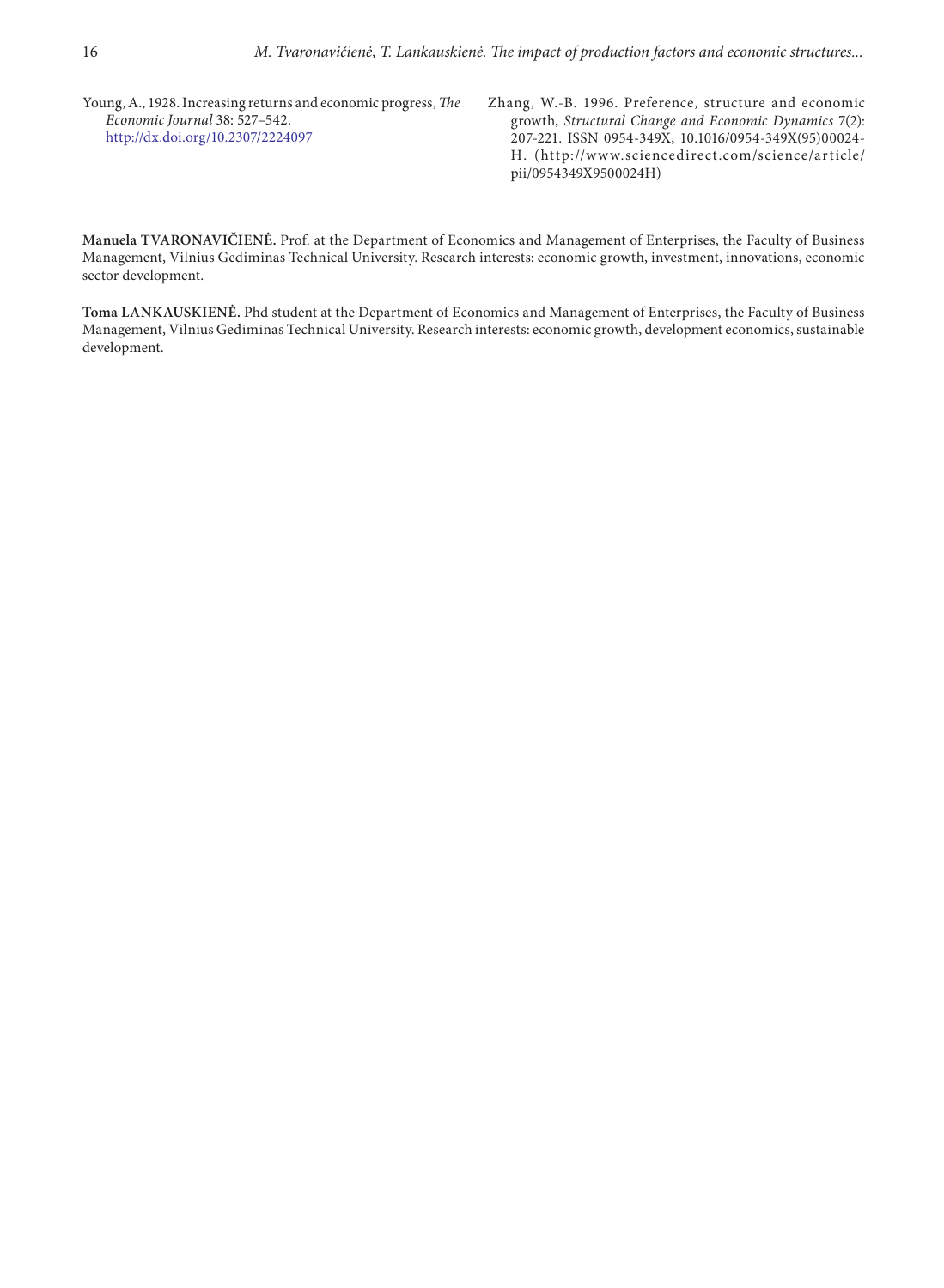Young, A., 1928. Increasing returns and economic progress, *The Economic Journal* 38: 527–542. http://dx.doi.org/10.2307/2224097

Zhang, W.-B. 1996. Preference, structure and economic growth, *Structural Change and Economic Dynamics* 7(2): 207-221. ISSN 0954-349X, 10.1016/0954-349X(95)00024-H. (http://www.sciencedirect.com/science/article/pii/0954349X9500024H)

**Manuela TVARONAVIČIENĖ.** Prof. at the Department of Economics and Management of Enterprises, the Faculty of Business Management, Vilnius Gediminas Technical University. Research interests: economic growth, investment, innovations, economic sector development.

**Toma LANKAUSKIENĖ.** Phd student at the Department of Economics and Management of Enterprises, the Faculty of Business Management, Vilnius Gediminas Technical University. Research interests: economic growth, development economics, sustainable development.